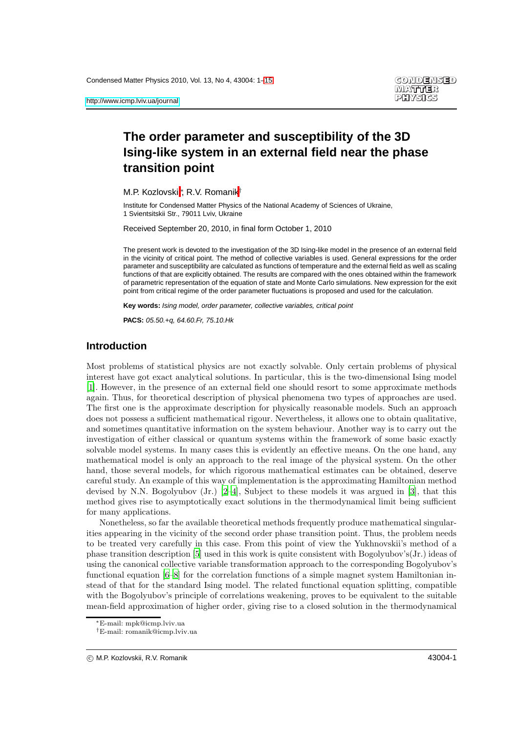# The order parameter and susceptibility of the 3D Ising-like system in an external field near the phase transition point

M.P. Kozlovskii*, R.V. Romanik†

Institute for Condensed Matter Physics of the National Academy of Sciences of Ukraine,
1 Svientsitskii Str., 79011 Lviv, Ukraine

Received September 20, 2010, in final form October 1, 2010

The present work is devoted to the investigation of the 3D Ising-like model in the presence of an external field in the vicinity of critical point. The method of collective variables is used. General expressions for the order parameter and susceptibility are calculated as functions of temperature and the external field as well as scaling functions of that are explicitly obtained. The results are compared with the ones obtained within the framework of parametric representation of the equation of state and Monte Carlo simulations. New expression for the exit point from critical regime of the order parameter fluctuations is proposed and used for the calculation.

**Key words:** *Ising model, order parameter, collective variables, critical point*

**PACS:** *05.50.+q, 64.60.Fr, 75.10.Hk*

## Introduction

Most problems of statistical physics are not exactly solvable. Only certain problems of physical interest have got exact analytical solutions. In particular, this is the two-dimensional Ising model [1]. However, in the presence of an external field one should resort to some approximate methods again. Thus, for theoretical description of physical phenomena two types of approaches are used. The first one is the approximate description for physically reasonable models. Such an approach does not possess a sufficient mathematical rigour. Nevertheless, it allows one to obtain qualitative, and sometimes quantitative information on the system behaviour. Another way is to carry out the investigation of either classical or quantum systems within the framework of some basic exactly solvable model systems. In many cases this is evidently an effective means. On the one hand, any mathematical model is only an approach to the real image of the physical system. On the other hand, those several models, for which rigorous mathematical estimates can be obtained, deserve careful study. An example of this way of implementation is the approximating Hamiltonian method devised by N.N. Bogolyubov (Jr.) [2–4], Subject to these models it was argued in [3], that this method gives rise to asymptotically exact solutions in the thermodynamical limit being sufficient for many applications.

Nonetheless, so far the available theoretical methods frequently produce mathematical singularities appearing in the vicinity of the second order phase transition point. Thus, the problem needs to be treated very carefully in this case. From this point of view the Yukhnovskii's method of a phase transition description [5] used in this work is quite consistent with Bogolyubov's(Jr.) ideas of using the canonical collective variable transformation approach to the corresponding Bogolyubov's functional equation [6–8] for the correlation functions of a simple magnet system Hamiltonian instead of that for the standard Ising model. The related functional equation splitting, compatible with the Bogolyubov's principle of correlations weakening, proves to be equivalent to the suitable mean-field approximation of higher order, giving rise to a closed solution in the thermodynamical

*E-mail: mpk@icmp.lviv.ua

†E-mail: romanik@icmp.lviv.ua

© M.P. Kozlovskii, R.V. Romanik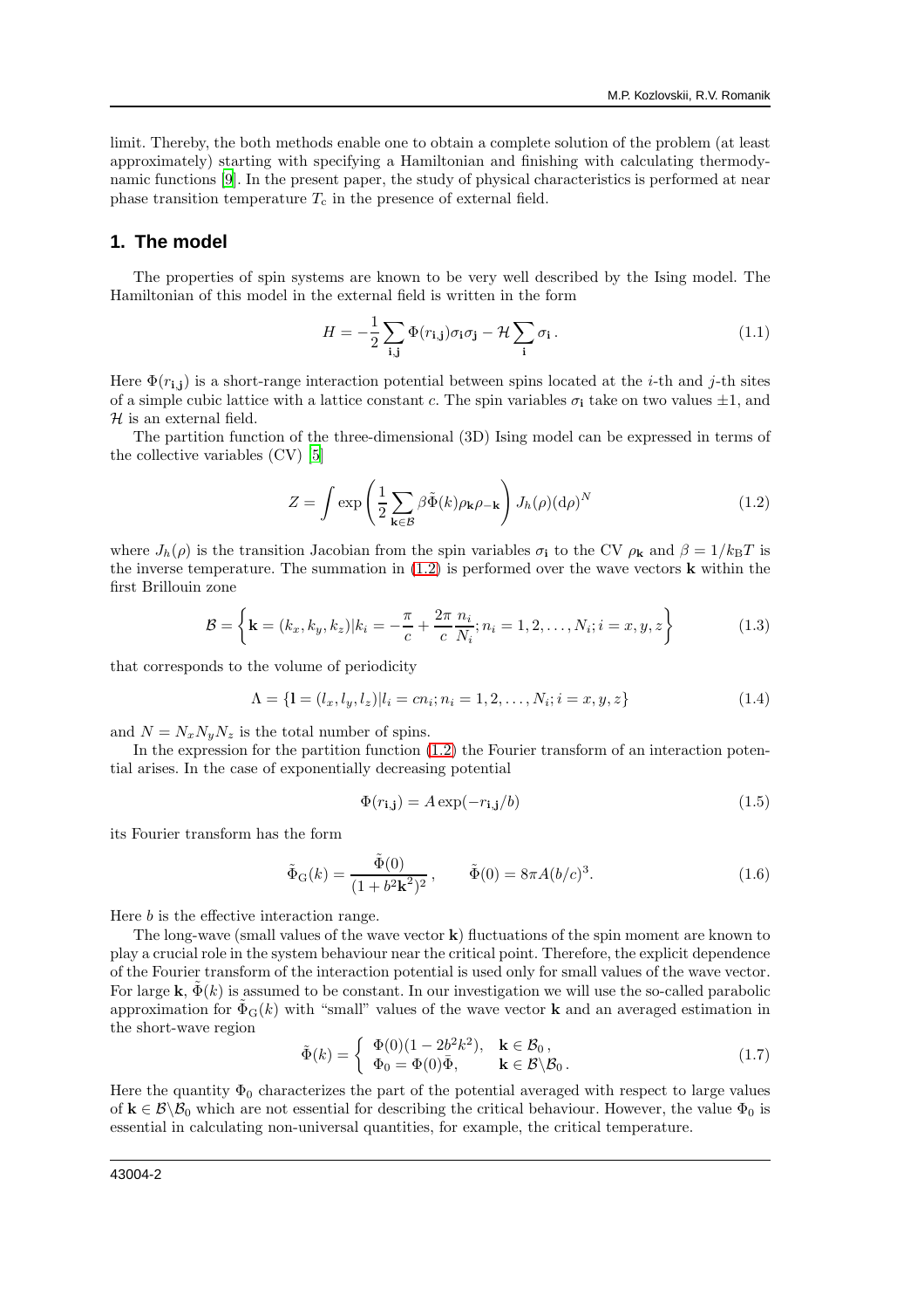limit. Thereby, the both methods enable one to obtain a complete solution of the problem (at least approximately) starting with specifying a Hamiltonian and finishing with calculating thermodynamic functions [9]. In the present paper, the study of physical characteristics is performed at near phase transition temperature $T_{\rm c}$ in the presence of external field.

## 1. The model

The properties of spin systems are known to be very well described by the Ising model. The Hamiltonian of this model in the external field is written in the form

$$H = -\frac{1}{2}\sum_{\mathbf{i},\mathbf{j}} \Phi(r_{\mathbf{i},\mathbf{j}})\sigma_{\mathbf{i}}\sigma_{\mathbf{j}} - \mathcal{H}\sum_{\mathbf{i}} \sigma_{\mathbf{i}}\,. \tag{1.1}$$

Here $\Phi(r_{\mathbf{i},\mathbf{j}})$ is a short-range interaction potential between spins located at the $i$-th and $j$-th sites of a simple cubic lattice with a lattice constant $c$. The spin variables $\sigma_{\mathbf{i}}$ take on two values $\pm 1$, and $\mathcal{H}$ is an external field.

The partition function of the three-dimensional (3D) Ising model can be expressed in terms of the collective variables (CV) [5]

$$Z = \int \exp\left(\frac{1}{2}\sum_{\mathbf{k}\in\mathcal{B}} \beta\tilde{\Phi}(k)\rho_{\mathbf{k}}\rho_{-\mathbf{k}}\right) J_h(\rho)(\mathrm{d}\rho)^N \tag{1.2}$$

where $J_h(\rho)$ is the transition Jacobian from the spin variables $\sigma_{\mathbf{i}}$ to the CV $\rho_{\mathbf{k}}$ and $\beta = 1/k_{\rm B}T$ is the inverse temperature. The summation in (1.2) is performed over the wave vectors $\mathbf{k}$ within the first Brillouin zone

$$\mathcal{B} = \left\{\mathbf{k} = (k_x, k_y, k_z) | k_i = -\frac{\pi}{c} + \frac{2\pi}{c}\frac{n_i}{N_i}; n_i = 1, 2, \ldots, N_i; i = x, y, z\right\} \tag{1.3}$$

that corresponds to the volume of periodicity

$$\Lambda = \{\mathbf{l} = (l_x, l_y, l_z) | l_i = cn_i; n_i = 1, 2, \ldots, N_i; i = x, y, z\} \tag{1.4}$$

and $N = N_x N_y N_z$ is the total number of spins.

In the expression for the partition function (1.2) the Fourier transform of an interaction potential arises. In the case of exponentially decreasing potential

$$\Phi(r_{\mathbf{i},\mathbf{j}}) = A\exp(-r_{\mathbf{i},\mathbf{j}}/b) \tag{1.5}$$

its Fourier transform has the form

$$\tilde{\Phi}_{\rm G}(k) = \frac{\tilde{\Phi}(0)}{(1 + b^2\mathbf{k}^2)^2}\,, \qquad \tilde{\Phi}(0) = 8\pi A(b/c)^3. \tag{1.6}$$

Here $b$ is the effective interaction range.

The long-wave (small values of the wave vector $\mathbf{k}$) fluctuations of the spin moment are known to play a crucial role in the system behaviour near the critical point. Therefore, the explicit dependence of the Fourier transform of the interaction potential is used only for small values of the wave vector. For large $\mathbf{k}$, $\tilde{\Phi}(k)$ is assumed to be constant. In our investigation we will use the so-called parabolic approximation for $\tilde{\Phi}_{\rm G}(k)$ with "small" values of the wave vector $\mathbf{k}$ and an averaged estimation in the short-wave region

$$\tilde{\Phi}(k) = \begin{cases} \Phi(0)(1 - 2b^2k^2), & \mathbf{k} \in \mathcal{B}_0\,, \\ \Phi_0 = \Phi(0)\bar{\Phi}, & \mathbf{k} \in \mathcal{B}\backslash\mathcal{B}_0\,. \end{cases} \tag{1.7}$$

Here the quantity $\Phi_0$ characterizes the part of the potential averaged with respect to large values of $\mathbf{k} \in \mathcal{B}\backslash\mathcal{B}_0$ which are not essential for describing the critical behaviour. However, the value $\Phi_0$ is essential in calculating non-universal quantities, for example, the critical temperature.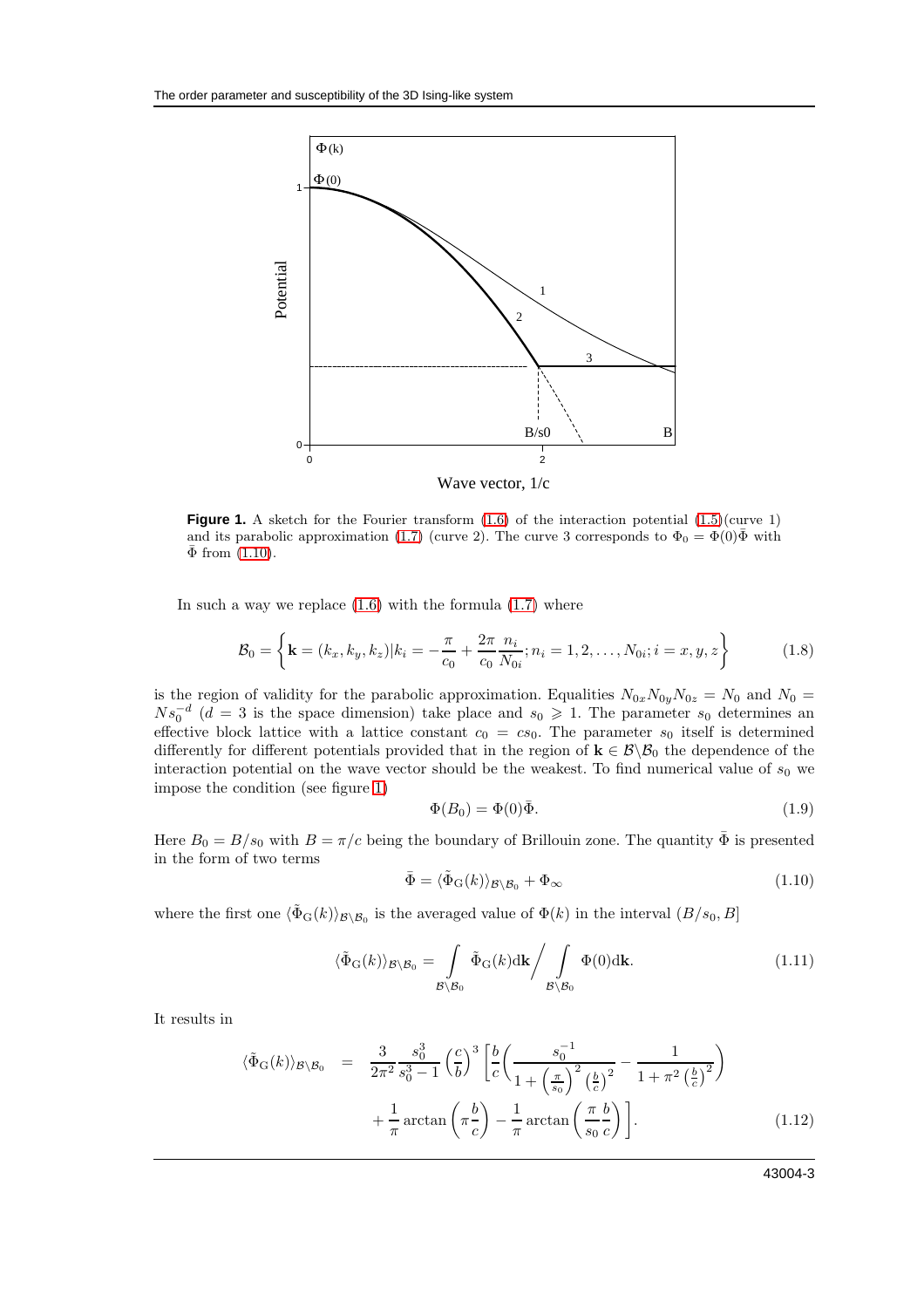**Figure 1.** A sketch for the Fourier transform (1.6) of the interaction potential (1.5)(curve 1) and its parabolic approximation (1.7) (curve 2). The curve 3 corresponds to $\Phi_0 = \Phi(0)\bar{\Phi}$ with $\bar{\Phi}$ from (1.10).

In such a way we replace (1.6) with the formula (1.7) where

$$\mathcal{B}_0 = \left\{ \mathbf{k} = (k_x, k_y, k_z) | k_i = -\frac{\pi}{c_0} + \frac{2\pi}{c_0}\frac{n_i}{N_{0i}}; n_i = 1, 2, \ldots, N_{0i}; i = x, y, z \right\} \tag{1.8}$$

is the region of validity for the parabolic approximation. Equalities $N_{0x}N_{0y}N_{0z} = N_0$ and $N_0 = Ns_0^{-d}$ ($d = 3$ is the space dimension) take place and $s_0 \geqslant 1$. The parameter $s_0$ determines an effective block lattice with a lattice constant $c_0 = cs_0$. The parameter $s_0$ itself is determined differently for different potentials provided that in the region of $\mathbf{k} \in \mathcal{B} \backslash \mathcal{B}_0$ the dependence of the interaction potential on the wave vector should be the weakest. To find numerical value of $s_0$ we impose the condition (see figure 1)

$$\Phi(B_0) = \Phi(0)\bar{\Phi}. \tag{1.9}$$

Here $B_0 = B/s_0$ with $B = \pi/c$ being the boundary of Brillouin zone. The quantity $\bar{\Phi}$ is presented in the form of two terms

$$\bar{\Phi} = \langle \tilde{\Phi}_{\mathrm{G}}(k) \rangle_{\mathcal{B} \backslash \mathcal{B}_0} + \Phi_\infty \tag{1.10}$$

where the first one $\langle \tilde{\Phi}_{\mathrm{G}}(k) \rangle_{\mathcal{B} \backslash \mathcal{B}_0}$ is the averaged value of $\Phi(k)$ in the interval $(B/s_0, B]$

$$\langle \tilde{\Phi}_{\mathrm{G}}(k) \rangle_{\mathcal{B} \backslash \mathcal{B}_0} = \int\limits_{\mathcal{B} \backslash \mathcal{B}_0} \tilde{\Phi}_{\mathrm{G}}(k) \mathrm{d}\mathbf{k} \Bigg/ \int\limits_{\mathcal{B} \backslash \mathcal{B}_0} \Phi(0) \mathrm{d}\mathbf{k}. \tag{1.11}$$

It results in

$$\begin{aligned} \langle \tilde{\Phi}_{\mathrm{G}}(k) \rangle_{\mathcal{B} \backslash \mathcal{B}_0} &= \frac{3}{2\pi^2} \frac{s_0^3}{s_0^3 - 1} \left(\frac{c}{b}\right)^3 \left[ \frac{b}{c} \left( \frac{s_0^{-1}}{1 + \left(\frac{\pi}{s_0}\right)^2 \left(\frac{b}{c}\right)^2} - \frac{1}{1 + \pi^2 \left(\frac{b}{c}\right)^2} \right) \right. \\ &\quad \left. + \frac{1}{\pi} \arctan\left(\pi \frac{b}{c}\right) - \frac{1}{\pi} \arctan\left(\frac{\pi}{s_0} \frac{b}{c}\right) \right]. \end{aligned} \tag{1.12}$$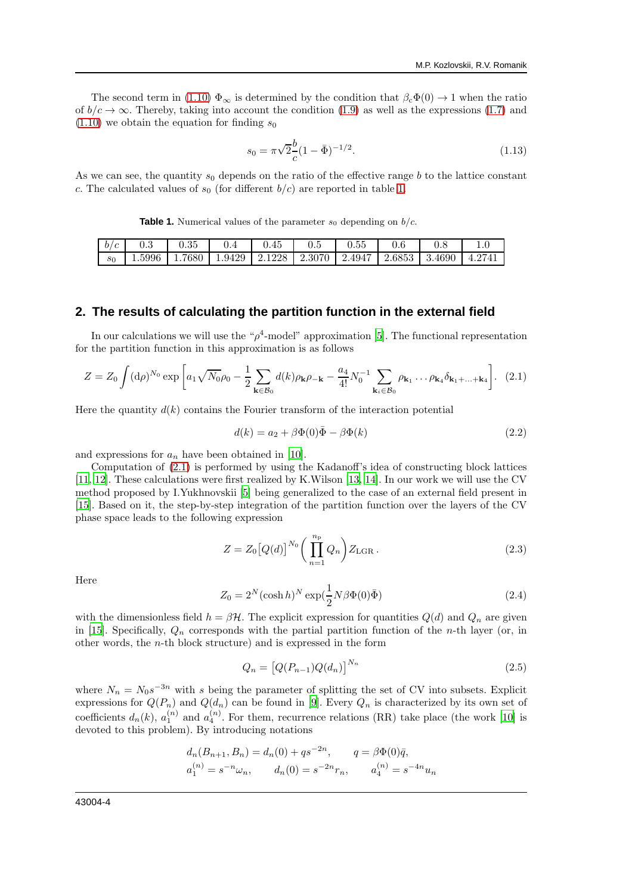The second term in (1.10) $\Phi_\infty$ is determined by the condition that $\beta_c\Phi(0) \to 1$ when the ratio of $b/c \to \infty$. Thereby, taking into account the condition (1.9) as well as the expressions (1.7) and (1.10) we obtain the equation for finding $s_0$

$$s_0 = \pi\sqrt{2}\frac{b}{c}(1-\bar{\Phi})^{-1/2}. \tag{1.13}$$

As we can see, the quantity $s_0$ depends on the ratio of the effective range $b$ to the lattice constant $c$. The calculated values of $s_0$ (for different $b/c$) are reported in table 1.

**Table 1.** Numerical values of the parameter $s_0$ depending on $b/c$.

| $b/c$ | 0.3 | 0.35 | 0.4 | 0.45 | 0.5 | 0.55 | 0.6 | 0.8 | 1.0 |
|---|---|---|---|---|---|---|---|---|---|
| $s_0$ | 1.5996 | 1.7680 | 1.9429 | 2.1228 | 2.3070 | 2.4947 | 2.6853 | 3.4690 | 4.2741 |

## 2. The results of calculating the partition function in the external field

In our calculations we will use the "$\rho^4$-model" approximation [5]. The functional representation for the partition function in this approximation is as follows

$$Z = Z_0 \int (\mathrm{d}\rho)^{N_0} \exp\left[a_1\sqrt{N_0}\rho_0 - \frac{1}{2}\sum_{\mathbf{k}\in\mathcal{B}_0} d(k)\rho_{\mathbf{k}}\rho_{-\mathbf{k}} - \frac{a_4}{4!}N_0^{-1}\sum_{\mathbf{k}_i\in\mathcal{B}_0}\rho_{\mathbf{k}_1}\ldots\rho_{\mathbf{k}_4}\delta_{\mathbf{k}_1+\ldots+\mathbf{k}_4}\right]. \tag{2.1}$$

Here the quantity $d(k)$ contains the Fourier transform of the interaction potential

$$d(k) = a_2 + \beta\Phi(0)\bar{\Phi} - \beta\Phi(k) \tag{2.2}$$

and expressions for $a_n$ have been obtained in [10].

Computation of (2.1) is performed by using the Kadanoff's idea of constructing block lattices [11, 12]. These calculations were first realized by K.Wilson [13, 14]. In our work we will use the CV method proposed by I.Yukhnovskii [5] being generalized to the case of an external field present in [15]. Based on it, the step-by-step integration of the partition function over the layers of the CV phase space leads to the following expression

$$Z = Z_0\left[Q(d)\right]^{N_0}\left(\prod_{n=1}^{n_{\mathrm{p}}} Q_n\right) Z_{\mathrm{LGR}}\,. \tag{2.3}$$

Here

$$Z_0 = 2^N(\cosh h)^N \exp(\frac{1}{2}N\beta\Phi(0)\bar{\Phi}) \tag{2.4}$$

with the dimensionless field $h = \beta\mathcal{H}$. The explicit expression for quantities $Q(d)$ and $Q_n$ are given in [15]. Specifically, $Q_n$ corresponds with the partial partition function of the $n$-th layer (or, in other words, the $n$-th block structure) and is expressed in the form

$$Q_n = \left[Q(P_{n-1})Q(d_n)\right]^{N_n} \tag{2.5}$$

where $N_n = N_0 s^{-3n}$ with $s$ being the parameter of splitting the set of CV into subsets. Explicit expressions for $Q(P_n)$ and $Q(d_n)$ can be found in [9]. Every $Q_n$ is characterized by its own set of coefficients $d_n(k)$, $a_1^{(n)}$ and $a_4^{(n)}$. For them, recurrence relations (RR) take place (the work [10] is devoted to this problem). By introducing notations

$$d_n(B_{n+1}, B_n) = d_n(0) + qs^{-2n}, \qquad q = \beta\Phi(0)\bar{q},$$
$$a_1^{(n)} = s^{-n}\omega_n, \qquad d_n(0) = s^{-2n}r_n, \qquad a_4^{(n)} = s^{-4n}u_n$$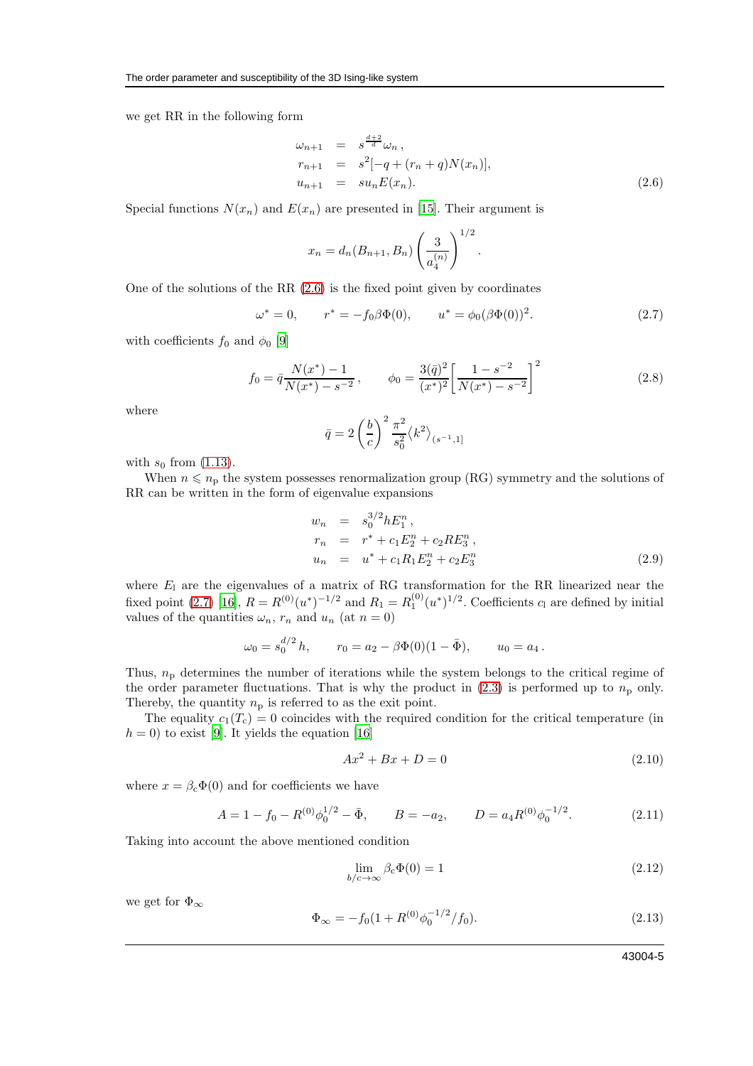we get RR in the following form

$$
\begin{aligned}
\omega_{n+1} &= s^{\frac{d+2}{d}}\omega_n\,,\\
r_{n+1} &= s^2[-q+(r_n+q)N(x_n)],\\
u_{n+1} &= s u_n E(x_n).
\end{aligned}
\tag{2.6}
$$

Special functions $N(x_n)$ and $E(x_n)$ are presented in [15]. Their argument is

$$
x_n = d_n(B_{n+1},B_n)\left(\frac{3}{a_4^{(n)}}\right)^{1/2}.
$$

One of the solutions of the RR (2.6) is the fixed point given by coordinates

$$
\omega^* = 0, \qquad r^* = -f_0\beta\Phi(0), \qquad u^* = \phi_0(\beta\Phi(0))^2. \tag{2.7}
$$

with coefficients $f_0$ and $\phi_0$ [9]

$$
f_0 = \bar{q}\frac{N(x^*)-1}{N(x^*)-s^{-2}}\,, \qquad \phi_0 = \frac{3(\bar{q})^2}{(x^*)^2}\left[\frac{1-s^{-2}}{N(x^*)-s^{-2}}\right]^2 \tag{2.8}
$$

where

$$
\bar{q} = 2\left(\frac{b}{c}\right)^2\frac{\pi^2}{s_0^2}\langle k^2\rangle_{(s^{-1},1]}
$$

with $s_0$ from (1.13).

When $n \leqslant n_\mathrm{p}$ the system possesses renormalization group (RG) symmetry and the solutions of RR can be written in the form of eigenvalue expansions

$$
\begin{aligned}
w_n &= s_0^{3/2}hE_1^n\,,\\
r_n &= r^* + c_1E_2^n + c_2RE_3^n\,,\\
u_n &= u^* + c_1R_1E_2^n + c_2E_3^n
\end{aligned}
\tag{2.9}
$$

where $E_l$ are the eigenvalues of a matrix of RG transformation for the RR linearized near the fixed point (2.7) [16], $R = R^{(0)}(u^*)^{-1/2}$ and $R_1 = R_1^{(0)}(u^*)^{1/2}$. Coefficients $c_l$ are defined by initial values of the quantities $\omega_n$, $r_n$ and $u_n$ (at $n=0$)

$$
\omega_0 = s_0^{d/2}h, \qquad r_0 = a_2 - \beta\Phi(0)(1-\bar{\Phi}), \qquad u_0 = a_4\,.
$$

Thus, $n_\mathrm{p}$ determines the number of iterations while the system belongs to the critical regime of the order parameter fluctuations. That is why the product in (2.3) is performed up to $n_\mathrm{p}$ only. Thereby, the quantity $n_\mathrm{p}$ is referred to as the exit point.

The equality $c_1(T_\mathrm{c}) = 0$ coincides with the required condition for the critical temperature (in $h=0$) to exist [9]. It yields the equation [16]

$$
Ax^2 + Bx + D = 0 \tag{2.10}
$$

where $x = \beta_\mathrm{c}\Phi(0)$ and for coefficients we have

$$
A = 1 - f_0 - R^{(0)}\phi_0^{1/2} - \bar{\Phi}, \qquad B = -a_2, \qquad D = a_4R^{(0)}\phi_0^{-1/2}. \tag{2.11}
$$

Taking into account the above mentioned condition

$$
\lim_{b/c\to\infty}\beta_\mathrm{c}\Phi(0) = 1 \tag{2.12}
$$

we get for $\Phi_\infty$

$$
\Phi_\infty = -f_0(1 + R^{(0)}\phi_0^{-1/2}/f_0). \tag{2.13}
$$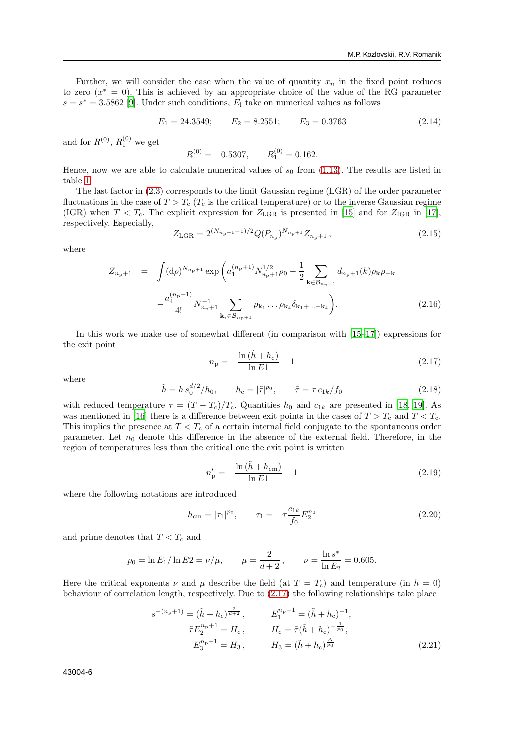Further, we will consider the case when the value of quantity $x_n$ in the fixed point reduces to zero ($x^* = 0$). This is achieved by an appropriate choice of the value of the RG parameter $s = s^* = 3.5862$ [9]. Under such conditions, $E_l$ take on numerical values as follows

$$E_1 = 24.3549; \qquad E_2 = 8.2551; \qquad E_3 = 0.3763 \tag{2.14}$$

and for $R^{(0)}$, $R_1^{(0)}$ we get

$$R^{(0)} = -0.5307, \qquad R_1^{(0)} = 0.162.$$

Hence, now we are able to calculate numerical values of $s_0$ from (1.13). The results are listed in table 1.

The last factor in (2.3) corresponds to the limit Gaussian regime (LGR) of the order parameter fluctuations in the case of $T > T_\mathrm{c}$ ($T_\mathrm{c}$ is the critical temperature) or to the inverse Gaussian regime (IGR) when $T < T_\mathrm{c}$. The explicit expression for $Z_\mathrm{LGR}$ is presented in [15] and for $Z_\mathrm{IGR}$ in [17], respectively. Especially,

$$Z_\mathrm{LGR} = 2^{(N_{n_\mathrm{p}+1}-1)/2} Q(P_{n_\mathrm{p}})^{N_{n_\mathrm{p}+1}} Z_{n_\mathrm{p}+1}\,, \tag{2.15}$$

where

$$\begin{aligned} Z_{n_\mathrm{p}+1} \;=\; & \int (\mathrm{d}\rho)^{N_{n_\mathrm{p}+1}} \exp\Bigg( a_1^{(n_\mathrm{p}+1)} N_{n_\mathrm{p}+1}^{1/2} \rho_0 - \frac{1}{2} \sum_{\mathbf{k} \in \mathcal{B}_{n_\mathrm{p}+1}} d_{n_\mathrm{p}+1}(k) \rho_\mathbf{k} \rho_{-\mathbf{k}} \\ & - \frac{a_4^{(n_\mathrm{p}+1)}}{4!} N_{n_\mathrm{p}+1}^{-1} \sum_{\mathbf{k}_i \in \mathcal{B}_{n_\mathrm{p}+1}} \rho_{\mathbf{k}_1} \ldots \rho_{\mathbf{k}_4} \delta_{\mathbf{k}_1+\ldots+\mathbf{k}_4} \Bigg). \end{aligned} \tag{2.16}$$

In this work we make use of somewhat different (in comparison with [15–17]) expressions for the exit point

$$n_\mathrm{p} = -\frac{\ln(\tilde{h} + h_\mathrm{c})}{\ln E1} - 1 \tag{2.17}$$

where

$$\tilde{h} = h\, s_0^{d/2}/h_0, \qquad h_\mathrm{c} = |\tilde{\tau}|^{p_0}, \qquad \tilde{\tau} = \tau\, c_{1k}/f_0 \tag{2.18}$$

with reduced temperature $\tau = (T - T_\mathrm{c})/T_\mathrm{c}$. Quantities $h_0$ and $c_{1k}$ are presented in [18, 19]. As was mentioned in [16] there is a difference between exit points in the cases of $T > T_\mathrm{c}$ and $T < T_\mathrm{c}$. This implies the presence at $T < T_\mathrm{c}$ of a certain internal field conjugate to the spontaneous order parameter. Let $n_0$ denote this difference in the absence of the external field. Therefore, in the region of temperatures less than the critical one the exit point is written

$$n_\mathrm{p}' = -\frac{\ln(\tilde{h} + h_\mathrm{cm})}{\ln E1} - 1 \tag{2.19}$$

where the following notations are introduced

$$h_\mathrm{cm} = |\tau_1|^{p_0}, \qquad \tau_1 = -\tau \frac{c_{1k}}{f_0} E_2^{n_0} \tag{2.20}$$

and prime denotes that $T < T_\mathrm{c}$ and

$$p_0 = \ln E_1 / \ln E2 = \nu/\mu, \qquad \mu = \frac{2}{d+2}\,, \qquad \nu = \frac{\ln s^*}{\ln E_2} = 0.605.$$

Here the critical exponents $\nu$ and $\mu$ describe the field (at $T = T_\mathrm{c}$) and temperature (in $h = 0$) behaviour of correlation length, respectively. Due to (2.17) the following relationships take place

$$\begin{aligned} s^{-(n_\mathrm{p}+1)} &= (\tilde{h} + h_\mathrm{c})^{\frac{2}{d+2}}\,, & E_1^{n_\mathrm{p}+1} &= (\tilde{h} + h_\mathrm{c})^{-1}, \\ \tilde{\tau} E_2^{n_\mathrm{p}+1} &= H_\mathrm{c}\,, & H_\mathrm{c} &= \tilde{\tau}(\tilde{h} + h_\mathrm{c})^{-\frac{1}{p_0}}, \\ E_3^{n_\mathrm{p}+1} &= H_3\,, & H_3 &= (\tilde{h} + h_\mathrm{c})^{\frac{\Delta}{p_0}} \end{aligned} \tag{2.21}$$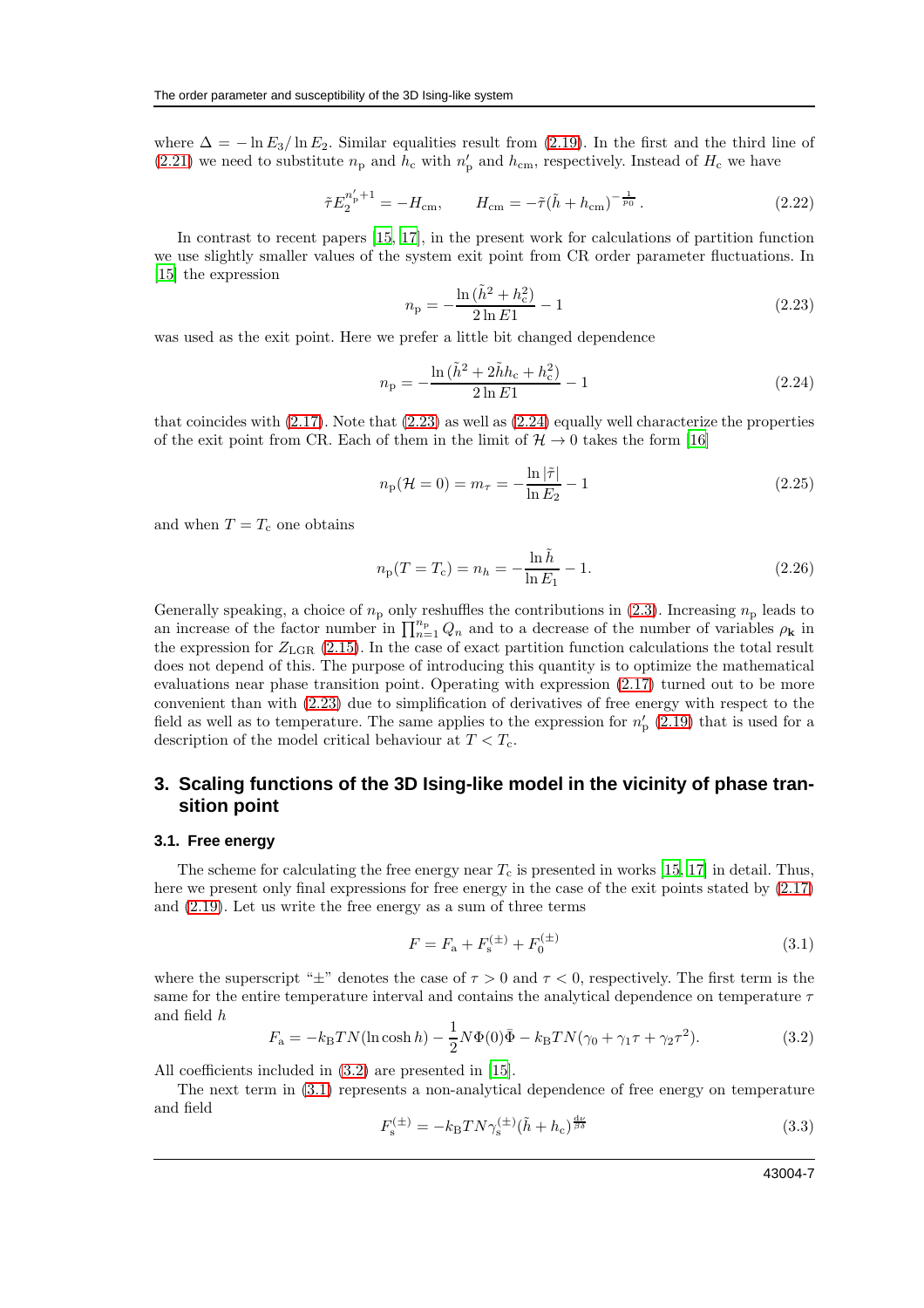where $\Delta = -\ln E_3/\ln E_2$. Similar equalities result from (2.19). In the first and the third line of (2.21) we need to substitute $n_{\mathrm{p}}$ and $h_{\mathrm{c}}$ with $n'_{\mathrm{p}}$ and $h_{\mathrm{cm}}$, respectively. Instead of $H_{\mathrm{c}}$ we have

$$\tilde{\tau} E_2^{n'_{\mathrm{p}}+1} = -H_{\mathrm{cm}}, \qquad H_{\mathrm{cm}} = -\tilde{\tau}(\tilde{h} + h_{\mathrm{cm}})^{-\frac{1}{p_0}}. \tag{2.22}$$

In contrast to recent papers [15, 17], in the present work for calculations of partition function we use slightly smaller values of the system exit point from CR order parameter fluctuations. In [15] the expression

$$n_{\mathrm{p}} = -\frac{\ln(\tilde{h}^2 + h_{\mathrm{c}}^2)}{2\ln E1} - 1 \tag{2.23}$$

was used as the exit point. Here we prefer a little bit changed dependence

$$n_{\mathrm{p}} = -\frac{\ln(\tilde{h}^2 + 2\tilde{h}h_{\mathrm{c}} + h_{\mathrm{c}}^2)}{2\ln E1} - 1 \tag{2.24}$$

that coincides with (2.17). Note that (2.23) as well as (2.24) equally well characterize the properties of the exit point from CR. Each of them in the limit of $\mathcal{H} \to 0$ takes the form [16]

$$n_{\mathrm{p}}(\mathcal{H} = 0) = m_{\tau} = -\frac{\ln|\tilde{\tau}|}{\ln E_2} - 1 \tag{2.25}$$

and when $T = T_{\mathrm{c}}$ one obtains

$$n_{\mathrm{p}}(T = T_{\mathrm{c}}) = n_h = -\frac{\ln \tilde{h}}{\ln E_1} - 1. \tag{2.26}$$

Generally speaking, a choice of $n_{\mathrm{p}}$ only reshuffles the contributions in (2.3). Increasing $n_{\mathrm{p}}$ leads to an increase of the factor number in $\prod_{n=1}^{n_{\mathrm{p}}} Q_n$ and to a decrease of the number of variables $\rho_{\mathbf{k}}$ in the expression for $Z_{\mathrm{LGR}}$ (2.15). In the case of exact partition function calculations the total result does not depend of this. The purpose of introducing this quantity is to optimize the mathematical evaluations near phase transition point. Operating with expression (2.17) turned out to be more convenient than with (2.23) due to simplification of derivatives of free energy with respect to the field as well as to temperature. The same applies to the expression for $n'_{\mathrm{p}}$ (2.19) that is used for a description of the model critical behaviour at $T < T_{\mathrm{c}}$.

## 3. Scaling functions of the 3D Ising-like model in the vicinity of phase transition point

### 3.1. Free energy

The scheme for calculating the free energy near $T_{\mathrm{c}}$ is presented in works [15, 17] in detail. Thus, here we present only final expressions for free energy in the case of the exit points stated by (2.17) and (2.19). Let us write the free energy as a sum of three terms

$$F = F_{\mathrm{a}} + F_{\mathrm{s}}^{(\pm)} + F_0^{(\pm)} \tag{3.1}$$

where the superscript "$\pm$" denotes the case of $\tau > 0$ and $\tau < 0$, respectively. The first term is the same for the entire temperature interval and contains the analytical dependence on temperature $\tau$ and field $h$

$$F_{\mathrm{a}} = -k_{\mathrm{B}}TN(\ln\cosh h) - \frac{1}{2}N\Phi(0)\bar{\Phi} - k_{\mathrm{B}}TN(\gamma_0 + \gamma_1\tau + \gamma_2\tau^2). \tag{3.2}$$

All coefficients included in (3.2) are presented in [15].

The next term in (3.1) represents a non-analytical dependence of free energy on temperature and field

$$F_{\mathrm{s}}^{(\pm)} = -k_{\mathrm{B}}TN\gamma_{\mathrm{s}}^{(\pm)}(\tilde{h} + h_{\mathrm{c}})^{\frac{d\nu}{\beta\delta}} \tag{3.3}$$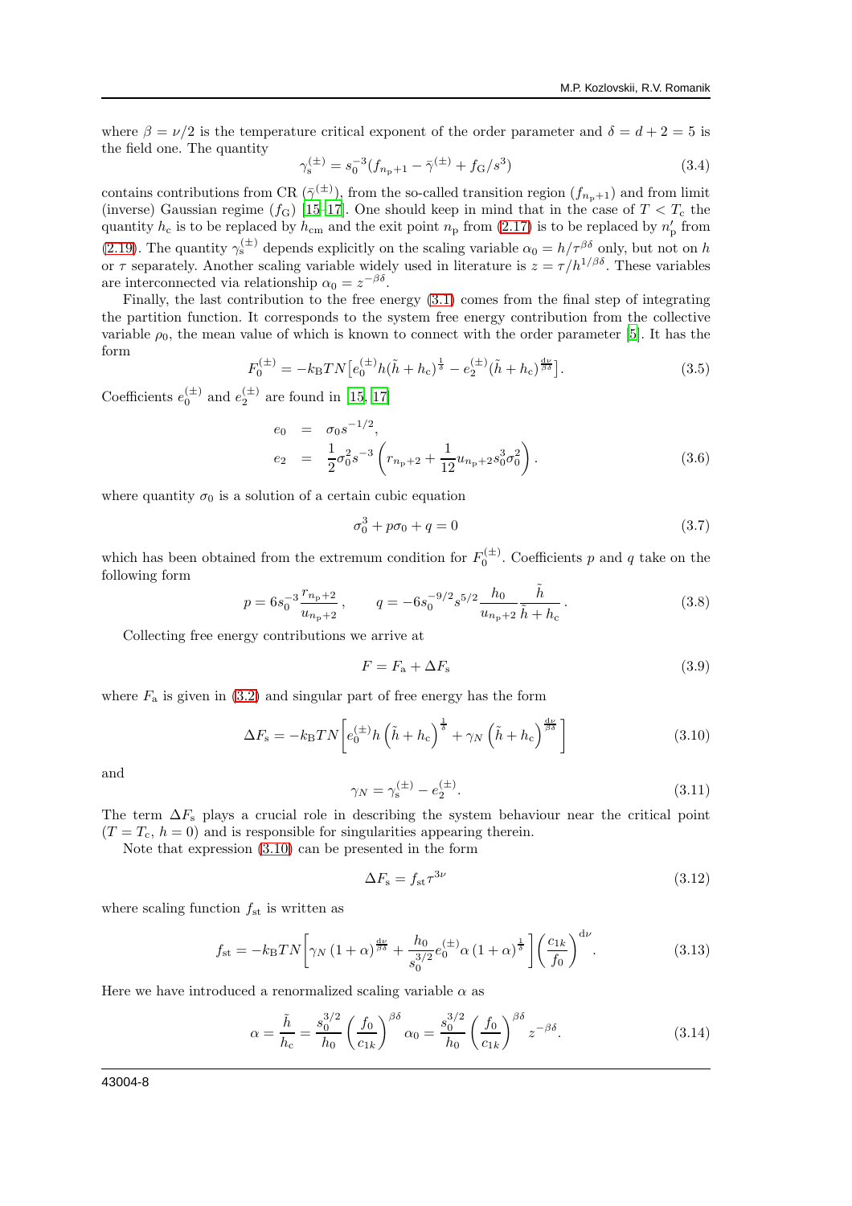where $\beta = \nu/2$ is the temperature critical exponent of the order parameter and $\delta = d + 2 = 5$ is the field one. The quantity

$$\gamma_{\mathrm{s}}^{(\pm)} = s_0^{-3}(f_{n_{\mathrm{p}}+1} - \bar{\gamma}^{(\pm)} + f_{\mathrm{G}}/s^3) \tag{3.4}$$

contains contributions from CR ($\bar{\gamma}^{(\pm)}$), from the so-called transition region ($f_{n_{\mathrm{p}}+1}$) and from limit (inverse) Gaussian regime ($f_{\mathrm{G}}$) [15–17]. One should keep in mind that in the case of $T < T_{\mathrm{c}}$ the quantity $h_{\mathrm{c}}$ is to be replaced by $h_{\mathrm{cm}}$ and the exit point $n_{\mathrm{p}}$ from (2.17) is to be replaced by $n'_{\mathrm{p}}$ from (2.19). The quantity $\gamma_{\mathrm{s}}^{(\pm)}$ depends explicitly on the scaling variable $\alpha_0 = h/\tau^{\beta\delta}$ only, but not on $h$ or $\tau$ separately. Another scaling variable widely used in literature is $z = \tau/h^{1/\beta\delta}$. These variables are interconnected via relationship $\alpha_0 = z^{-\beta\delta}$.

Finally, the last contribution to the free energy (3.1) comes from the final step of integrating the partition function. It corresponds to the system free energy contribution from the collective variable $\rho_0$, the mean value of which is known to connect with the order parameter [5]. It has the form

$$F_0^{(\pm)} = -k_{\mathrm{B}}TN\big[e_0^{(\pm)}h(\tilde{h} + h_{\mathrm{c}})^{\frac{1}{\delta}} - e_2^{(\pm)}(\tilde{h} + h_{\mathrm{c}})^{\frac{d\nu}{\beta\delta}}\big]. \tag{3.5}$$

Coefficients $e_0^{(\pm)}$ and $e_2^{(\pm)}$ are found in [15, 17]

$$\begin{aligned} e_0 &= \sigma_0 s^{-1/2}, \\ e_2 &= \frac{1}{2}\sigma_0^2 s^{-3}\left(r_{n_{\mathrm{p}}+2} + \frac{1}{12}u_{n_{\mathrm{p}}+2}s_0^3\sigma_0^2\right). \end{aligned} \tag{3.6}$$

where quantity $\sigma_0$ is a solution of a certain cubic equation

$$\sigma_0^3 + p\sigma_0 + q = 0 \tag{3.7}$$

which has been obtained from the extremum condition for $F_0^{(\pm)}$. Coefficients $p$ and $q$ take on the following form

$$p = 6s_0^{-3}\frac{r_{n_{\mathrm{p}}+2}}{u_{n_{\mathrm{p}}+2}}\,, \qquad q = -6s_0^{-9/2}s^{5/2}\frac{h_0}{u_{n_{\mathrm{p}}+2}}\frac{\tilde{h}}{\tilde{h} + h_{\mathrm{c}}}\,. \tag{3.8}$$

Collecting free energy contributions we arrive at

$$F = F_{\mathrm{a}} + \Delta F_{\mathrm{s}} \tag{3.9}$$

where $F_{\mathrm{a}}$ is given in (3.2) and singular part of free energy has the form

$$\Delta F_{\mathrm{s}} = -k_{\mathrm{B}}TN\left[e_0^{(\pm)}h\left(\tilde{h} + h_{\mathrm{c}}\right)^{\frac{1}{\delta}} + \gamma_N\left(\tilde{h} + h_{\mathrm{c}}\right)^{\frac{d\nu}{\beta\delta}}\right] \tag{3.10}$$

and

$$\gamma_N = \gamma_{\mathrm{s}}^{(\pm)} - e_2^{(\pm)}. \tag{3.11}$$

The term $\Delta F_{\mathrm{s}}$ plays a crucial role in describing the system behaviour near the critical point ($T = T_{\mathrm{c}}$, $h = 0$) and is responsible for singularities appearing therein.

Note that expression (3.10) can be presented in the form

$$\Delta F_{\mathrm{s}} = f_{\mathrm{st}}\tau^{3\nu} \tag{3.12}$$

where scaling function $f_{\mathrm{st}}$ is written as

$$f_{\mathrm{st}} = -k_{\mathrm{B}}TN\left[\gamma_N\left(1 + \alpha\right)^{\frac{d\nu}{\beta\delta}} + \frac{h_0}{s_0^{3/2}}e_0^{(\pm)}\alpha\left(1 + \alpha\right)^{\frac{1}{\delta}}\right]\left(\frac{c_{1k}}{f_0}\right)^{d\nu}. \tag{3.13}$$

Here we have introduced a renormalized scaling variable $\alpha$ as

$$\alpha = \frac{\tilde{h}}{h_{\mathrm{c}}} = \frac{s_0^{3/2}}{h_0}\left(\frac{f_0}{c_{1k}}\right)^{\beta\delta}\alpha_0 = \frac{s_0^{3/2}}{h_0}\left(\frac{f_0}{c_{1k}}\right)^{\beta\delta}z^{-\beta\delta}. \tag{3.14}$$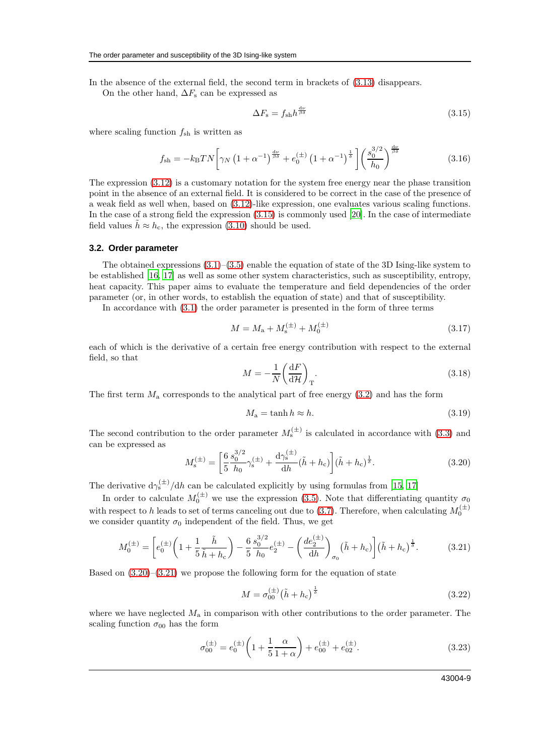In the absence of the external field, the second term in brackets of (3.13) disappears.

On the other hand, $\Delta F_{\rm s}$ can be expressed as

$$\Delta F_{\rm s} = f_{\rm sh} h^{\frac{d\nu}{\beta\delta}} \tag{3.15}$$

where scaling function $f_{\rm sh}$ is written as

$$f_{\rm sh} = -k_{\rm B}TN\left[\gamma_N\left(1+\alpha^{-1}\right)^{\frac{d\nu}{\beta\delta}} + e_0^{(\pm)}\left(1+\alpha^{-1}\right)^{\frac{1}{\delta}}\right]\left(\frac{s_0^{3/2}}{h_0}\right)^{\frac{d\nu}{\beta\delta}} \tag{3.16}$$

The expression (3.12) is a customary notation for the system free energy near the phase transition point in the absence of an external field. It is considered to be correct in the case of the presence of a weak field as well when, based on (3.12)-like expression, one evaluates various scaling functions. In the case of a strong field the expression (3.15) is commonly used [20]. In the case of intermediate field values $\tilde{h} \approx h_{\rm c}$, the expression (3.10) should be used.

### 3.2. Order parameter

The obtained expressions (3.1)–(3.5) enable the equation of state of the 3D Ising-like system to be established [16, 17] as well as some other system characteristics, such as susceptibility, entropy, heat capacity. This paper aims to evaluate the temperature and field dependencies of the order parameter (or, in other words, to establish the equation of state) and that of susceptibility.

In accordance with (3.1) the order parameter is presented in the form of three terms

$$M = M_{\rm a} + M_{\rm s}^{(\pm)} + M_0^{(\pm)} \tag{3.17}$$

each of which is the derivative of a certain free energy contribution with respect to the external field, so that

$$M = -\frac{1}{N}\left(\frac{{\rm d}F}{{\rm d}\mathcal{H}}\right)_{\rm T}. \tag{3.18}$$

The first term $M_{\rm a}$ corresponds to the analytical part of free energy (3.2) and has the form

$$M_{\rm a} = \tanh h \approx h. \tag{3.19}$$

The second contribution to the order parameter $M_{\rm s}^{(\pm)}$ is calculated in accordance with (3.3) and can be expressed as

$$M_{\rm s}^{(\pm)} = \left[\frac{6}{5}\frac{s_0^{3/2}}{h_0}\gamma_{\rm s}^{(\pm)} + \frac{{\rm d}\gamma_{\rm s}^{(\pm)}}{{\rm d}h}(\tilde{h}+h_{\rm c})\right](\tilde{h}+h_{\rm c})^{\frac{1}{\delta}}. \tag{3.20}$$

The derivative ${\rm d}\gamma_{\rm s}^{(\pm)}/{\rm d}h$ can be calculated explicitly by using formulas from [15, 17]

In order to calculate $M_0^{(\pm)}$ we use the expression (3.5). Note that differentiating quantity $\sigma_0$ with respect to $h$ leads to set of terms canceling out due to (3.7). Therefore, when calculating $M_0^{(\pm)}$ we consider quantity $\sigma_0$ independent of the field. Thus, we get

$$M_0^{(\pm)} = \left[e_0^{(\pm)}\left(1+\frac{1}{5}\frac{\tilde{h}}{\tilde{h}+h_{\rm c}}\right) - \frac{6}{5}\frac{s_0^{3/2}}{h_0}e_2^{(\pm)} - \left(\frac{de_2^{(\pm)}}{{\rm d}h}\right)_{\sigma_0}(\tilde{h}+h_{\rm c})\right](\tilde{h}+h_{\rm c})^{\frac{1}{\delta}}. \tag{3.21}$$

Based on (3.20)–(3.21) we propose the following form for the equation of state

$$M = \sigma_{00}^{(\pm)}(\tilde{h}+h_{\rm c})^{\frac{1}{\delta}} \tag{3.22}$$

where we have neglected $M_{\rm a}$ in comparison with other contributions to the order parameter. The scaling function $\sigma_{00}$ has the form

$$\sigma_{00}^{(\pm)} = e_0^{(\pm)}\left(1+\frac{1}{5}\frac{\alpha}{1+\alpha}\right) + e_{00}^{(\pm)} + e_{02}^{(\pm)}. \tag{3.23}$$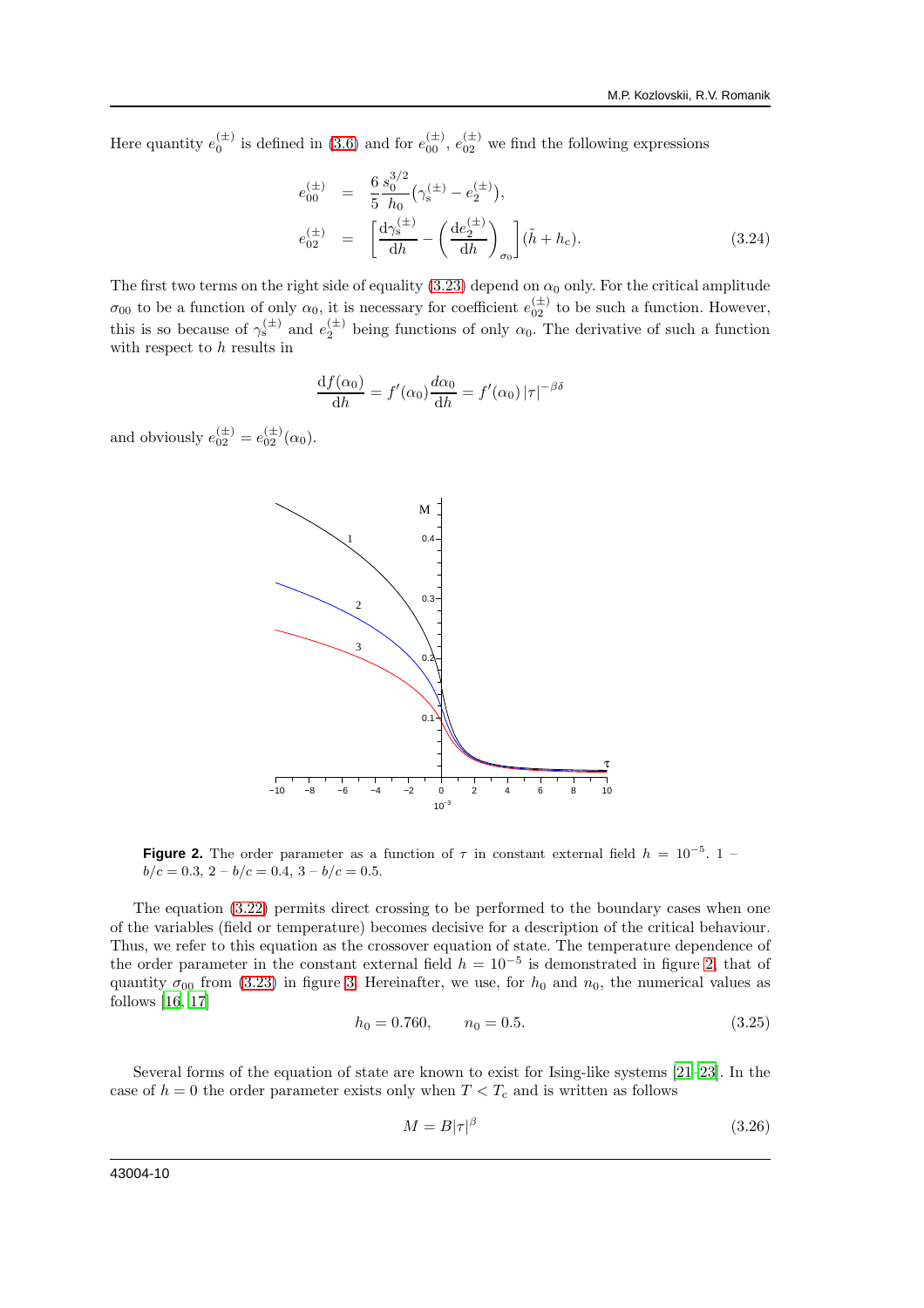Here quantity $e_0^{(\pm)}$ is defined in (3.6) and for $e_{00}^{(\pm)}$, $e_{02}^{(\pm)}$ we find the following expressions

$$
\begin{aligned}
e_{00}^{(\pm)} &= \frac{6}{5}\frac{s_0^{3/2}}{h_0}\left(\gamma_{\rm s}^{(\pm)} - e_2^{(\pm)}\right), \\
e_{02}^{(\pm)} &= \left[\frac{{\rm d}\gamma_{\rm s}^{(\pm)}}{{\rm d}h} - \left(\frac{{\rm d}e_2^{(\pm)}}{{\rm d}h}\right)_{\sigma_0}\right](\tilde{h} + h_{\rm c}).
\end{aligned}
\tag{3.24}
$$

The first two terms on the right side of equality (3.23) depend on $\alpha_0$ only. For the critical amplitude $\sigma_{00}$ to be a function of only $\alpha_0$, it is necessary for coefficient $e_{02}^{(\pm)}$ to be such a function. However, this is so because of $\gamma_{\rm s}^{(\pm)}$ and $e_2^{(\pm)}$ being functions of only $\alpha_0$. The derivative of such a function with respect to $h$ results in

$$
\frac{{\rm d}f(\alpha_0)}{{\rm d}h} = f'(\alpha_0)\frac{d\alpha_0}{{\rm d}h} = f'(\alpha_0)\,|\tau|^{-\beta\delta}
$$

and obviously $e_{02}^{(\pm)} = e_{02}^{(\pm)}(\alpha_0)$.

**Figure 2.** The order parameter as a function of $\tau$ in constant external field $h = 10^{-5}$. 1 – $b/c = 0.3$, 2 – $b/c = 0.4$, 3 – $b/c = 0.5$.

The equation (3.22) permits direct crossing to be performed to the boundary cases when one of the variables (field or temperature) becomes decisive for a description of the critical behaviour. Thus, we refer to this equation as the crossover equation of state. The temperature dependence of the order parameter in the constant external field $h = 10^{-5}$ is demonstrated in figure 2, that of quantity $\sigma_{00}$ from (3.23) in figure 3. Hereinafter, we use, for $h_0$ and $n_0$, the numerical values as follows [16, 17]

$$
h_0 = 0.760, \qquad n_0 = 0.5. \tag{3.25}
$$

Several forms of the equation of state are known to exist for Ising-like systems [21–23]. In the case of $h = 0$ the order parameter exists only when $T < T_{\rm c}$ and is written as follows

$$
M = B|\tau|^{\beta} \tag{3.26}
$$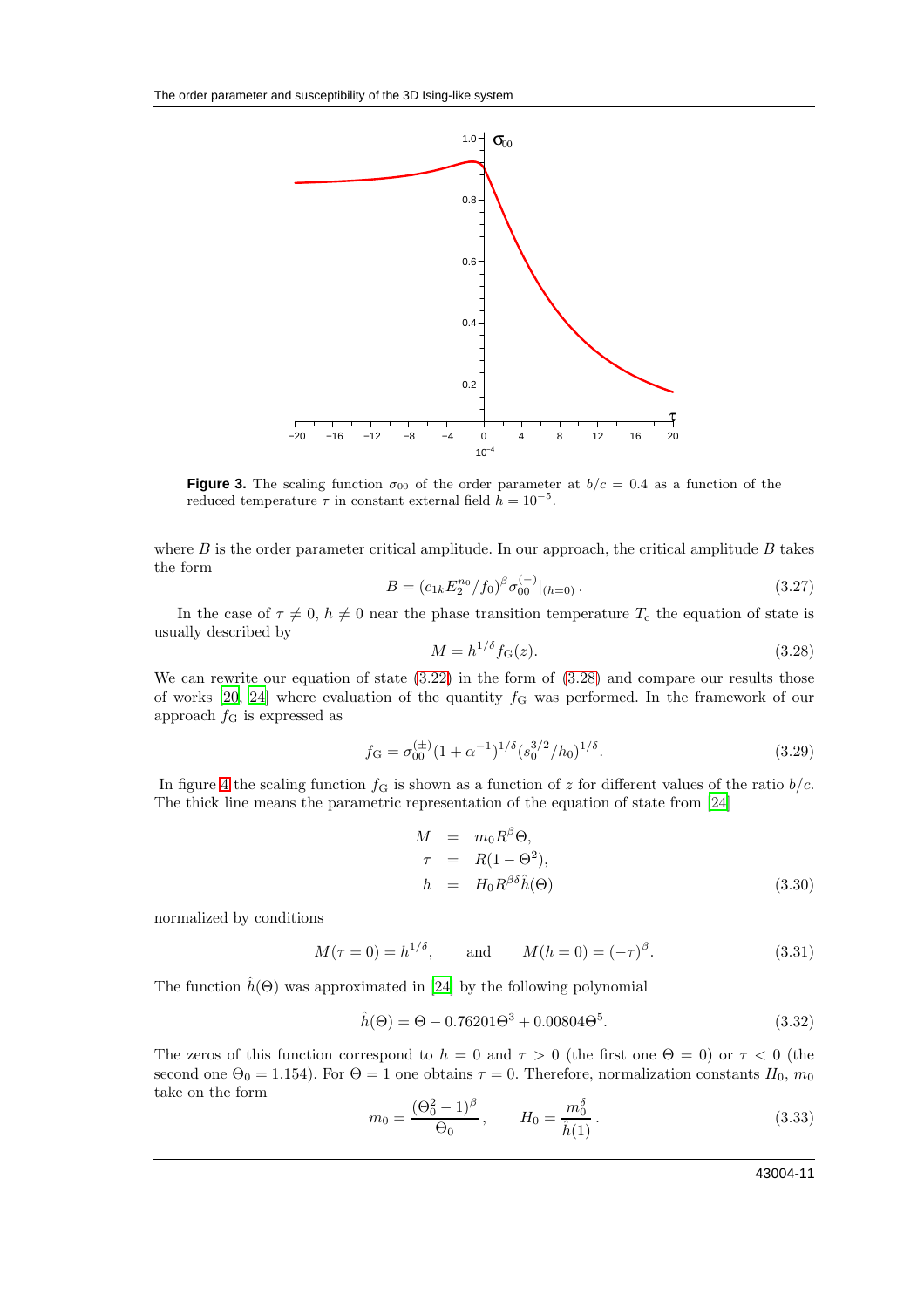**Figure 3.** The scaling function $\sigma_{00}$ of the order parameter at $b/c = 0.4$ as a function of the reduced temperature $\tau$ in constant external field $h = 10^{-5}$.

where $B$ is the order parameter critical amplitude. In our approach, the critical amplitude $B$ takes the form

$$B = (c_{1k} E_2^{n_0}/f_0)^{\beta} \sigma_{00}^{(-)}|_{(h=0)} \,. \tag{3.27}$$

In the case of $\tau \neq 0$, $h \neq 0$ near the phase transition temperature $T_c$ the equation of state is usually described by

$$M = h^{1/\delta} f_G(z). \tag{3.28}$$

We can rewrite our equation of state (3.22) in the form of (3.28) and compare our results those of works [20, 24] where evaluation of the quantity $f_G$ was performed. In the framework of our approach $f_G$ is expressed as

$$f_G = \sigma_{00}^{(\pm)} (1 + \alpha^{-1})^{1/\delta} (s_0^{3/2}/h_0)^{1/\delta}. \tag{3.29}$$

In figure 4 the scaling function $f_G$ is shown as a function of $z$ for different values of the ratio $b/c$. The thick line means the parametric representation of the equation of state from [24]

$$\begin{aligned} M &= m_0 R^{\beta} \Theta, \\ \tau &= R(1 - \Theta^2), \\ h &= H_0 R^{\beta\delta} \hat{h}(\Theta) \end{aligned} \tag{3.30}$$

normalized by conditions

$$M(\tau = 0) = h^{1/\delta}, \qquad \text{and} \qquad M(h = 0) = (-\tau)^{\beta}. \tag{3.31}$$

The function $\hat{h}(\Theta)$ was approximated in [24] by the following polynomial

$$\hat{h}(\Theta) = \Theta - 0.76201\Theta^3 + 0.00804\Theta^5. \tag{3.32}$$

The zeros of this function correspond to $h = 0$ and $\tau > 0$ (the first one $\Theta = 0$) or $\tau < 0$ (the second one $\Theta_0 = 1.154$). For $\Theta = 1$ one obtains $\tau = 0$. Therefore, normalization constants $H_0$, $m_0$ take on the form

$$m_0 = \frac{(\Theta_0^2 - 1)^{\beta}}{\Theta_0}, \qquad H_0 = \frac{m_0^{\delta}}{\hat{h}(1)}. \tag{3.33}$$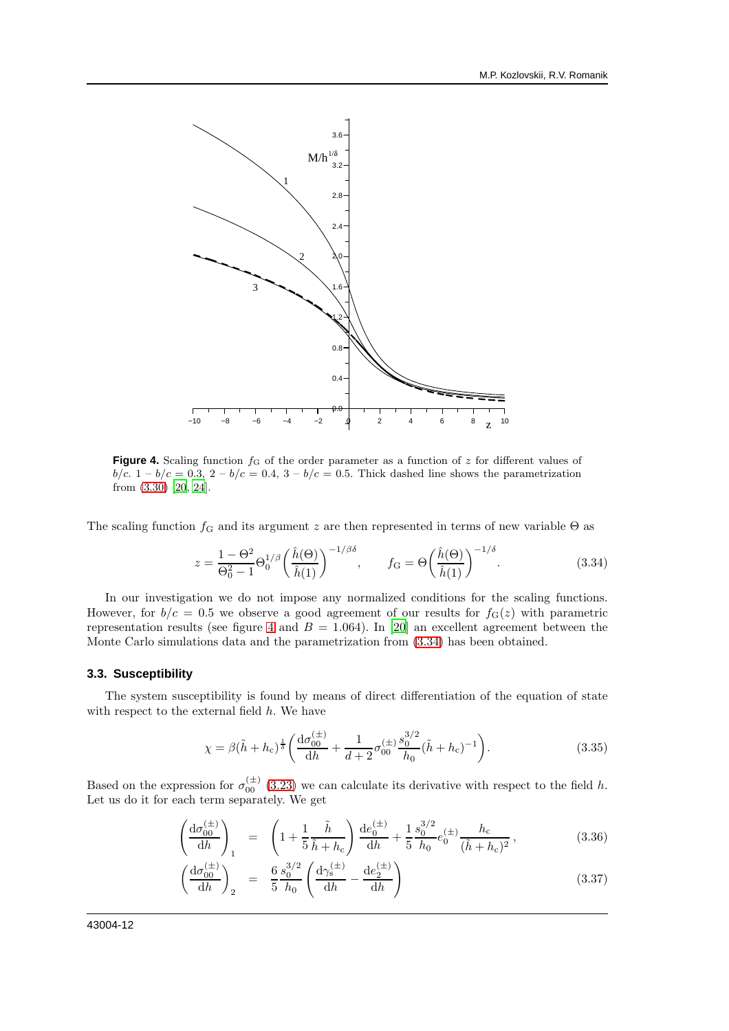**Figure 4.** Scaling function $f_{\rm G}$ of the order parameter as a function of $z$ for different values of $b/c$. 1 – $b/c = 0.3$, 2 – $b/c = 0.4$, 3 – $b/c = 0.5$. Thick dashed line shows the parametrization from (3.30) [20, 24].

The scaling function $f_{\rm G}$ and its argument $z$ are then represented in terms of new variable $\Theta$ as

$$
z = \frac{1-\Theta^2}{\Theta_0^2 - 1}\Theta_0^{1/\beta}\left(\frac{\hat{h}(\Theta)}{\hat{h}(1)}\right)^{-1/\beta\delta}, \qquad f_{\rm G} = \Theta\left(\frac{\hat{h}(\Theta)}{\hat{h}(1)}\right)^{-1/\delta}. \tag{3.34}
$$

In our investigation we do not impose any normalized conditions for the scaling functions. However, for $b/c = 0.5$ we observe a good agreement of our results for $f_{\rm G}(z)$ with parametric representation results (see figure 4 and $B = 1.064$). In [20] an excellent agreement between the Monte Carlo simulations data and the parametrization from (3.34) has been obtained.

### 3.3. Susceptibility

The system susceptibility is found by means of direct differentiation of the equation of state with respect to the external field $h$. We have

$$
\chi = \beta(\tilde{h} + h_{\rm c})^{\frac{1}{5}}\left(\frac{{\rm d}\sigma_{00}^{(\pm)}}{{\rm d}h} + \frac{1}{d+2}\sigma_{00}^{(\pm)}\frac{s_0^{3/2}}{h_0}(\tilde{h}+h_{\rm c})^{-1}\right). \tag{3.35}
$$

Based on the expression for $\sigma_{00}^{(\pm)}$ (3.23) we can calculate its derivative with respect to the field $h$. Let us do it for each term separately. We get

$$
\left(\frac{{\rm d}\sigma_{00}^{(\pm)}}{{\rm d}h}\right)_1 = \left(1 + \frac{1}{5}\frac{\tilde{h}}{\tilde{h}+h_{\rm c}}\right)\frac{{\rm d}e_0^{(\pm)}}{{\rm d}h} + \frac{1}{5}\frac{s_0^{3/2}}{h_0}e_0^{(\pm)}\frac{h_{\rm c}}{(\tilde{h}+h_{\rm c})^2}, \tag{3.36}
$$

$$
\left(\frac{{\rm d}\sigma_{00}^{(\pm)}}{{\rm d}h}\right)_2 = \frac{6}{5}\frac{s_0^{3/2}}{h_0}\left(\frac{{\rm d}\gamma_{\rm s}^{(\pm)}}{{\rm d}h} - \frac{{\rm d}e_2^{(\pm)}}{{\rm d}h}\right) \tag{3.37}
$$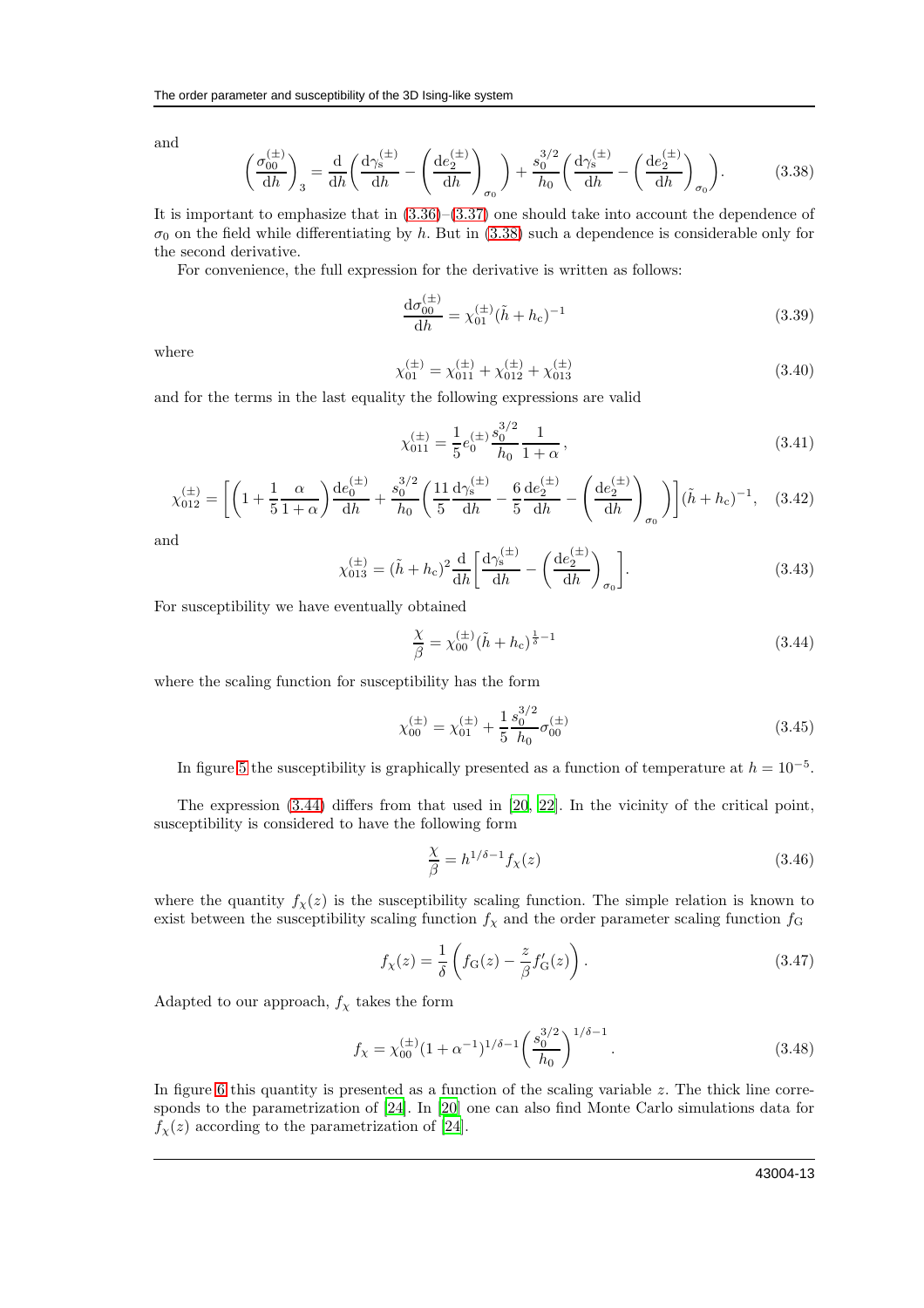and

$$\left(\frac{\sigma_{00}^{(\pm)}}{\mathrm{d}h}\right)_3 = \frac{\mathrm{d}}{\mathrm{d}h}\left(\frac{\mathrm{d}\gamma_{\mathrm{s}}^{(\pm)}}{\mathrm{d}h} - \left(\frac{\mathrm{d}e_2^{(\pm)}}{\mathrm{d}h}\right)_{\sigma_0}\right) + \frac{s_0^{3/2}}{h_0}\left(\frac{\mathrm{d}\gamma_{\mathrm{s}}^{(\pm)}}{\mathrm{d}h} - \left(\frac{\mathrm{d}e_2^{(\pm)}}{\mathrm{d}h}\right)_{\sigma_0}\right). \tag{3.38}$$

It is important to emphasize that in (3.36)–(3.37) one should take into account the dependence of $\sigma_0$ on the field while differentiating by $h$. But in (3.38) such a dependence is considerable only for the second derivative.

For convenience, the full expression for the derivative is written as follows:

$$\frac{\mathrm{d}\sigma_{00}^{(\pm)}}{\mathrm{d}h} = \chi_{01}^{(\pm)}(\tilde{h}+h_{\mathrm{c}})^{-1} \tag{3.39}$$

where

$$\chi_{01}^{(\pm)} = \chi_{011}^{(\pm)} + \chi_{012}^{(\pm)} + \chi_{013}^{(\pm)} \tag{3.40}$$

and for the terms in the last equality the following expressions are valid

$$\chi_{011}^{(\pm)} = \frac{1}{5}e_0^{(\pm)}\frac{s_0^{3/2}}{h_0}\frac{1}{1+\alpha}, \tag{3.41}$$

$$\chi_{012}^{(\pm)} = \left[\left(1+\frac{1}{5}\frac{\alpha}{1+\alpha}\right)\frac{\mathrm{d}e_0^{(\pm)}}{\mathrm{d}h} + \frac{s_0^{3/2}}{h_0}\left(\frac{11}{5}\frac{\mathrm{d}\gamma_{\mathrm{s}}^{(\pm)}}{\mathrm{d}h} - \frac{6}{5}\frac{\mathrm{d}e_2^{(\pm)}}{\mathrm{d}h} - \left(\frac{\mathrm{d}e_2^{(\pm)}}{\mathrm{d}h}\right)_{\sigma_0}\right)\right](\tilde{h}+h_{\mathrm{c}})^{-1}, \tag{3.42}$$

and

$$\chi_{013}^{(\pm)} = (\tilde{h}+h_{\mathrm{c}})^2\frac{\mathrm{d}}{\mathrm{d}h}\left[\frac{\mathrm{d}\gamma_{\mathrm{s}}^{(\pm)}}{\mathrm{d}h} - \left(\frac{\mathrm{d}e_2^{(\pm)}}{\mathrm{d}h}\right)_{\sigma_0}\right]. \tag{3.43}$$

For susceptibility we have eventually obtained

$$\frac{\chi}{\beta} = \chi_{00}^{(\pm)}(\tilde{h}+h_{\mathrm{c}})^{\frac{1}{\delta}-1} \tag{3.44}$$

where the scaling function for susceptibility has the form

$$\chi_{00}^{(\pm)} = \chi_{01}^{(\pm)} + \frac{1}{5}\frac{s_0^{3/2}}{h_0}\sigma_{00}^{(\pm)} \tag{3.45}$$

In figure 5 the susceptibility is graphically presented as a function of temperature at $h = 10^{-5}$.

The expression (3.44) differs from that used in [20, 22]. In the vicinity of the critical point, susceptibility is considered to have the following form

$$\frac{\chi}{\beta} = h^{1/\delta-1}f_\chi(z) \tag{3.46}$$

where the quantity $f_\chi(z)$ is the susceptibility scaling function. The simple relation is known to exist between the susceptibility scaling function $f_\chi$ and the order parameter scaling function $f_{\mathrm{G}}$

$$f_\chi(z) = \frac{1}{\delta}\left(f_{\mathrm{G}}(z) - \frac{z}{\beta}f'_{\mathrm{G}}(z)\right). \tag{3.47}$$

Adapted to our approach, $f_\chi$ takes the form

$$f_\chi = \chi_{00}^{(\pm)}(1+\alpha^{-1})^{1/\delta-1}\left(\frac{s_0^{3/2}}{h_0}\right)^{1/\delta-1}. \tag{3.48}$$

In figure 6 this quantity is presented as a function of the scaling variable $z$. The thick line corresponds to the parametrization of [24]. In [20] one can also find Monte Carlo simulations data for $f_\chi(z)$ according to the parametrization of [24].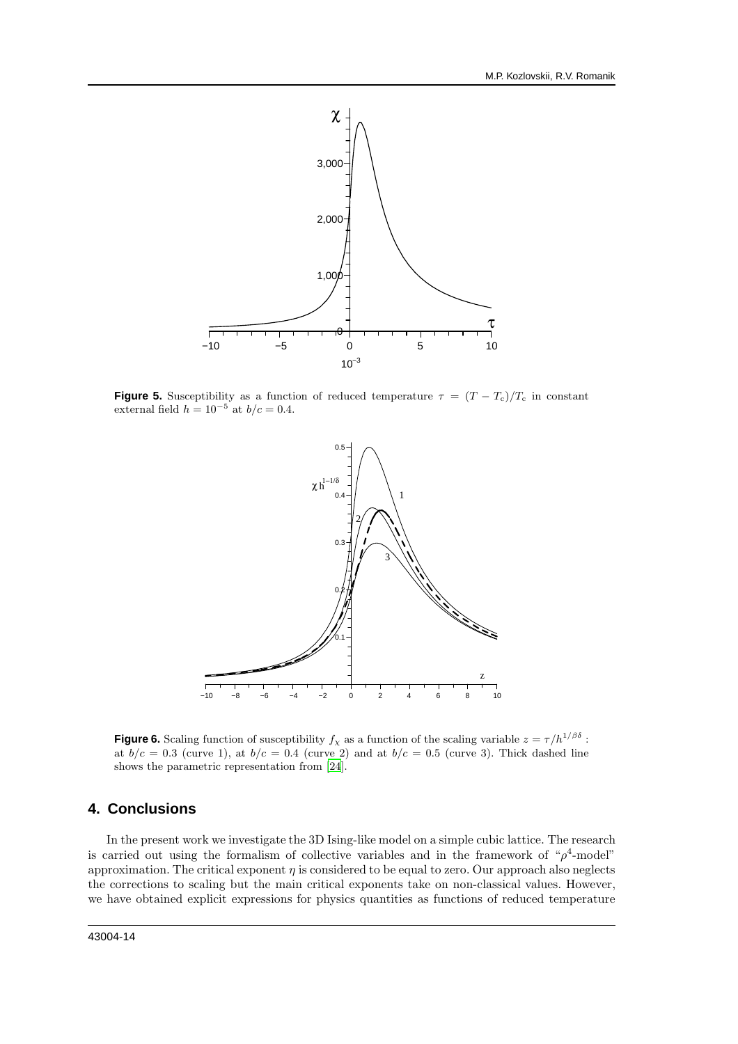**Figure 5.** Susceptibility as a function of reduced temperature $\tau = (T - T_c)/T_c$ in constant external field $h = 10^{-5}$ at $b/c = 0.4$.

**Figure 6.** Scaling function of susceptibility $f_\chi$ as a function of the scaling variable $z = \tau / h^{1/\beta\delta}$ : at $b/c = 0.3$ (curve 1), at $b/c = 0.4$ (curve 2) and at $b/c = 0.5$ (curve 3). Thick dashed line shows the parametric representation from [24].

## 4. Conclusions

In the present work we investigate the 3D Ising-like model on a simple cubic lattice. The research is carried out using the formalism of collective variables and in the framework of "$\rho^4$-model" approximation. The critical exponent $\eta$ is considered to be equal to zero. Our approach also neglects the corrections to scaling but the main critical exponents take on non-classical values. However, we have obtained explicit expressions for physics quantities as functions of reduced temperature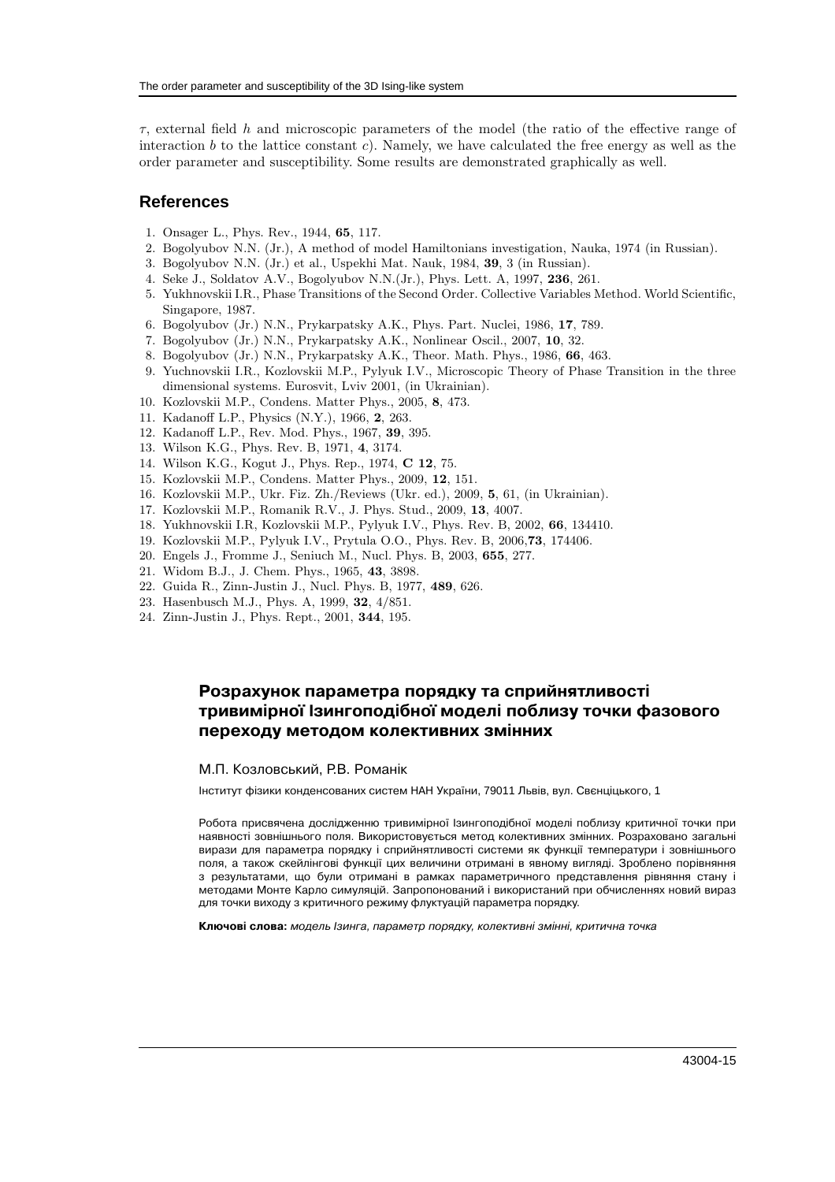$\tau$, external field $h$ and microscopic parameters of the model (the ratio of the effective range of interaction $b$ to the lattice constant $c$). Namely, we have calculated the free energy as well as the order parameter and susceptibility. Some results are demonstrated graphically as well.

## References

1. Onsager L., Phys. Rev., 1944, **65**, 117.
2. Bogolyubov N.N. (Jr.), A method of model Hamiltonians investigation, Nauka, 1974 (in Russian).
3. Bogolyubov N.N. (Jr.) et al., Uspekhi Mat. Nauk, 1984, **39**, 3 (in Russian).
4. Seke J., Soldatov A.V., Bogolyubov N.N.(Jr.), Phys. Lett. A, 1997, **236**, 261.
5. Yukhnovskii I.R., Phase Transitions of the Second Order. Collective Variables Method. World Scientific, Singapore, 1987.
6. Bogolyubov (Jr.) N.N., Prykarpatsky A.K., Phys. Part. Nuclei, 1986, **17**, 789.
7. Bogolyubov (Jr.) N.N., Prykarpatsky A.K., Nonlinear Oscil., 2007, **10**, 32.
8. Bogolyubov (Jr.) N.N., Prykarpatsky A.K., Theor. Math. Phys., 1986, **66**, 463.
9. Yuchnovskii I.R., Kozlovskii M.P., Pylyuk I.V., Microscopic Theory of Phase Transition in the three dimensional systems. Eurosvit, Lviv 2001, (in Ukrainian).
10. Kozlovskii M.P., Condens. Matter Phys., 2005, **8**, 473.
11. Kadanoff L.P., Physics (N.Y.), 1966, **2**, 263.
12. Kadanoff L.P., Rev. Mod. Phys., 1967, **39**, 395.
13. Wilson K.G., Phys. Rev. B, 1971, **4**, 3174.
14. Wilson K.G., Kogut J., Phys. Rep., 1974, **C 12**, 75.
15. Kozlovskii M.P., Condens. Matter Phys., 2009, **12**, 151.
16. Kozlovskii M.P., Ukr. Fiz. Zh./Reviews (Ukr. ed.), 2009, **5**, 61, (in Ukrainian).
17. Kozlovskii M.P., Romanik R.V., J. Phys. Stud., 2009, **13**, 4007.
18. Yukhnovskii I.R, Kozlovskii M.P., Pylyuk I.V., Phys. Rev. B, 2002, **66**, 134410.
19. Kozlovskii M.P., Pylyuk I.V., Prytula O.O., Phys. Rev. B, 2006,**73**, 174406.
20. Engels J., Fromme J., Seniuch M., Nucl. Phys. B, 2003, **655**, 277.
21. Widom B.J., J. Chem. Phys., 1965, **43**, 3898.
22. Guida R., Zinn-Justin J., Nucl. Phys. B, 1977, **489**, 626.
23. Hasenbusch M.J., Phys. A, 1999, **32**, 4/851.
24. Zinn-Justin J., Phys. Rept., 2001, **344**, 195.

## Розрахунок параметра порядку та сприйнятливості тривимірної Ізингоподібної моделі поблизу точки фазового переходу методом колективних змінних

М.П. Козловський, Р.В. Романік

Інститут фізики конденсованих систем НАН України, 79011 Львів, вул. Свєнціцького, 1

Робота присвячена дослідженню тривимірної Ізингоподібної моделі поблизу критичної точки при наявності зовнішнього поля. Використовується метод колективних змінних. Розраховано загальні вирази для параметра порядку і сприйнятливості системи як функції температури і зовнішнього поля, а також скейлінгові функції цих величини отримані в явному вигляді. Зроблено порівняння з результатами, що були отримані в рамках параметричного представлення рівняння стану і методами Монте Карло симуляцій. Запропонований і використаний при обчисленнях новий вираз для точки виходу з критичного режиму флуктуацій параметра порядку.

**Ключові слова:** *модель Ізинга, параметр порядку, колективні змінні, критична точка*